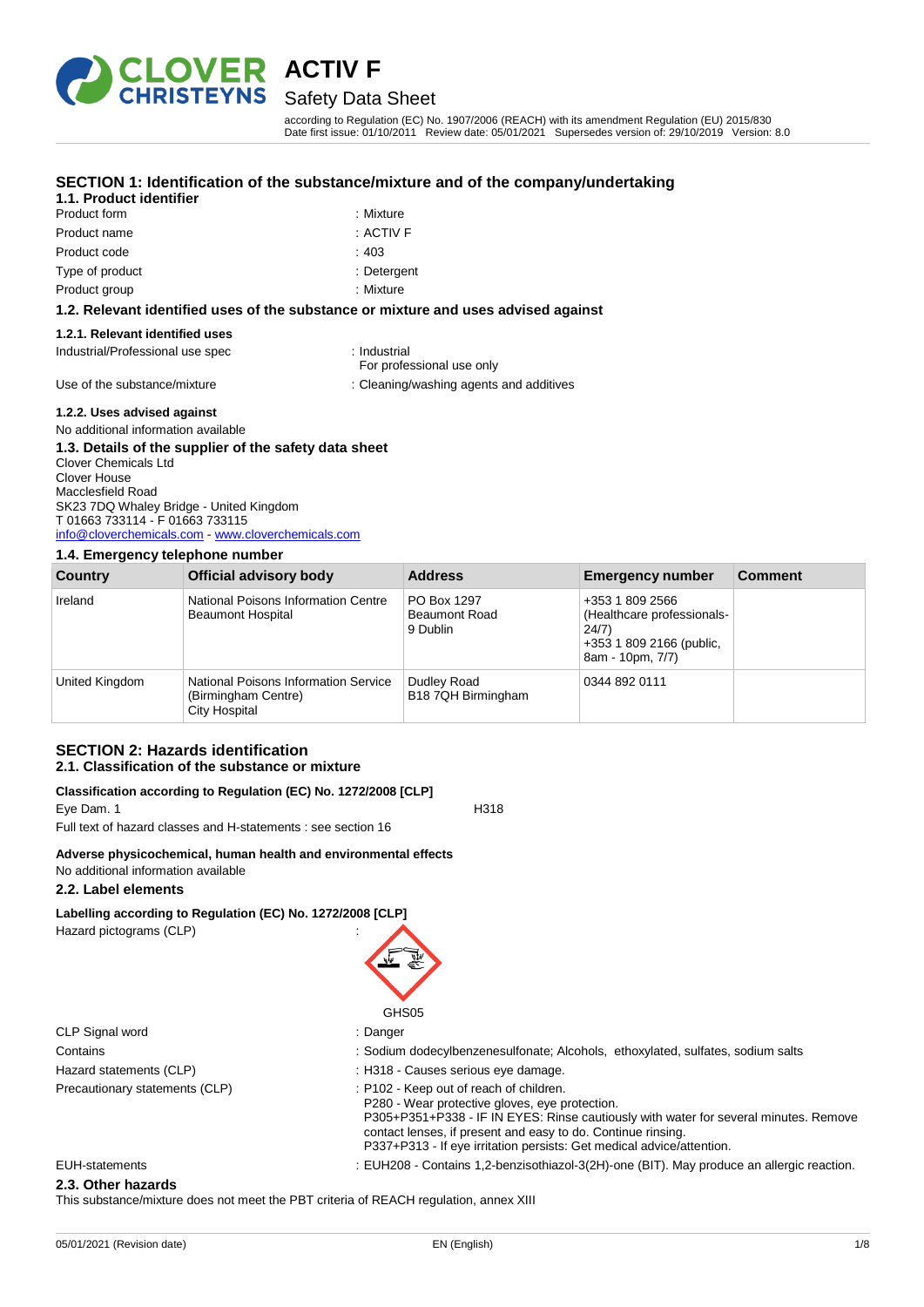# ACTIV F

## Safety Data Sheet

according to Regulation (EC) No. 1907/2006 (REACH) with its amendment Regulation (EU) 2015/830
Date first issue: 01/10/2011 Review date: 05/01/2021 Supersedes version of: 29/10/2019 Version: 8.0

## SECTION 1: Identification of the substance/mixture and of the company/undertaking

### 1.1. Product identifier

| | |
|---|---|
| Product form | : Mixture |
| Product name | : ACTIV F |
| Product code | : 403 |
| Type of product | : Detergent |
| Product group | : Mixture |

### 1.2. Relevant identified uses of the substance or mixture and uses advised against

#### 1.2.1. Relevant identified uses

| | |
|---|---|
| Industrial/Professional use spec | : Industrial<br>For professional use only |
| Use of the substance/mixture | : Cleaning/washing agents and additives |

#### 1.2.2. Uses advised against

No additional information available

### 1.3. Details of the supplier of the safety data sheet

Clover Chemicals Ltd
Clover House
Macclesfield Road
SK23 7DQ Whaley Bridge - United Kingdom
T 01663 733114 - F 01663 733115
info@cloverchemicals.com - www.cloverchemicals.com

### 1.4. Emergency telephone number

| Country | Official advisory body | Address | Emergency number | Comment |
|---|---|---|---|---|
| Ireland | National Poisons Information Centre Beaumont Hospital | PO Box 1297 Beaumont Road 9 Dublin | +353 1 809 2566 (Healthcare professionals-24/7) +353 1 809 2166 (public, 8am - 10pm, 7/7) | |
| United Kingdom | National Poisons Information Service (Birmingham Centre) City Hospital | Dudley Road B18 7QH Birmingham | 0344 892 0111 | |

## SECTION 2: Hazards identification

### 2.1. Classification of the substance or mixture

**Classification according to Regulation (EC) No. 1272/2008 [CLP]**

Eye Dam. 1 H318

Full text of hazard classes and H-statements : see section 16

**Adverse physicochemical, human health and environmental effects**

No additional information available

### 2.2. Label elements

**Labelling according to Regulation (EC) No. 1272/2008 [CLP]**

Hazard pictograms (CLP) :

GHS05

| | |
|---|---|
| CLP Signal word | : Danger |
| Contains | : Sodium dodecylbenzenesulfonate; Alcohols, ethoxylated, sulfates, sodium salts |
| Hazard statements (CLP) | : H318 - Causes serious eye damage. |
| Precautionary statements (CLP) | : P102 - Keep out of reach of children.<br>P280 - Wear protective gloves, eye protection.<br>P305+P351+P338 - IF IN EYES: Rinse cautiously with water for several minutes. Remove contact lenses, if present and easy to do. Continue rinsing.<br>P337+P313 - If eye irritation persists: Get medical advice/attention. |
| EUH-statements | : EUH208 - Contains 1,2-benzisothiazol-3(2H)-one (BIT). May produce an allergic reaction. |

### 2.3. Other hazards

This substance/mixture does not meet the PBT criteria of REACH regulation, annex XIII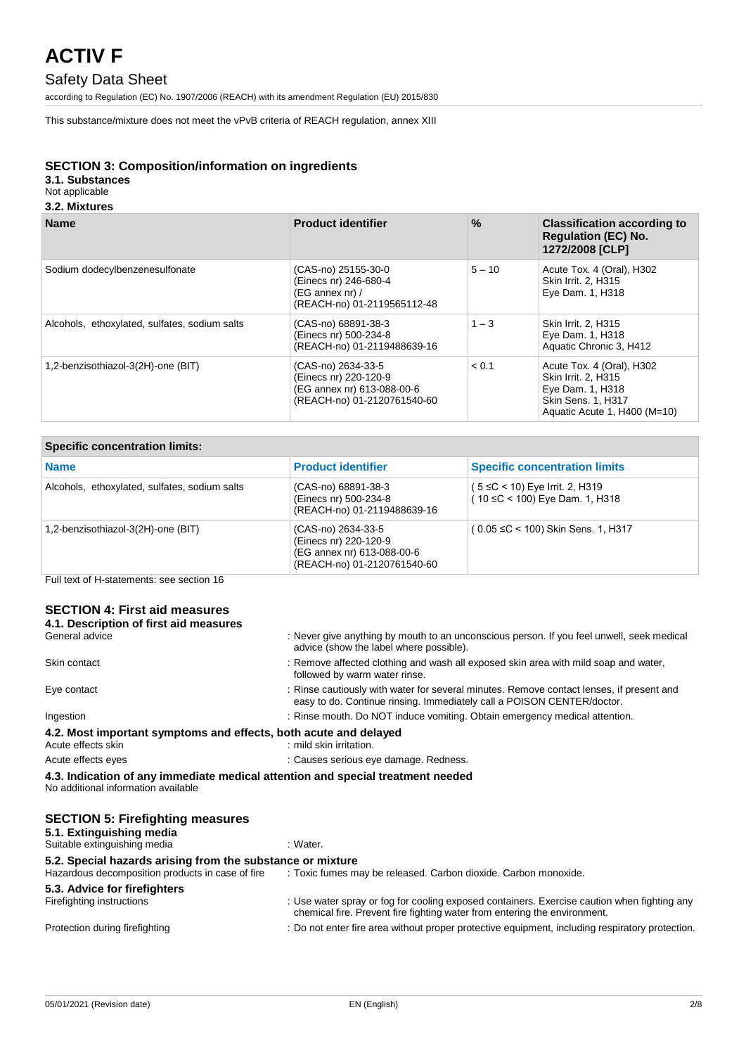# ACTIV F

## Safety Data Sheet

according to Regulation (EC) No. 1907/2006 (REACH) with its amendment Regulation (EU) 2015/830

This substance/mixture does not meet the vPvB criteria of REACH regulation, annex XIII

## SECTION 3: Composition/information on ingredients

### 3.1. Substances

Not applicable

### 3.2. Mixtures

| Name | Product identifier | % | Classification according to Regulation (EC) No. 1272/2008 [CLP] |
|---|---|---|---|
| Sodium dodecylbenzenesulfonate | (CAS-no) 25155-30-0<br>(Einecs nr) 246-680-4<br>(EG annex nr) /<br>(REACH-no) 01-2119565112-48 | 5 – 10 | Acute Tox. 4 (Oral), H302<br>Skin Irrit. 2, H315<br>Eye Dam. 1, H318 |
| Alcohols, ethoxylated, sulfates, sodium salts | (CAS-no) 68891-38-3<br>(Einecs nr) 500-234-8<br>(REACH-no) 01-2119488639-16 | 1 – 3 | Skin Irrit. 2, H315<br>Eye Dam. 1, H318<br>Aquatic Chronic 3, H412 |
| 1,2-benzisothiazol-3(2H)-one (BIT) | (CAS-no) 2634-33-5<br>(Einecs nr) 220-120-9<br>(EG annex nr) 613-088-00-6<br>(REACH-no) 01-2120761540-60 | < 0.1 | Acute Tox. 4 (Oral), H302<br>Skin Irrit. 2, H315<br>Eye Dam. 1, H318<br>Skin Sens. 1, H317<br>Aquatic Acute 1, H400 (M=10) |

| Specific concentration limits: | | |
|---|---|---|
| **Name** | **Product identifier** | **Specific concentration limits** |
| Alcohols, ethoxylated, sulfates, sodium salts | (CAS-no) 68891-38-3<br>(Einecs nr) 500-234-8<br>(REACH-no) 01-2119488639-16 | ( 5 ≤C < 10) Eye Irrit. 2, H319<br>( 10 ≤C < 100) Eye Dam. 1, H318 |
| 1,2-benzisothiazol-3(2H)-one (BIT) | (CAS-no) 2634-33-5<br>(Einecs nr) 220-120-9<br>(EG annex nr) 613-088-00-6<br>(REACH-no) 01-2120761540-60 | ( 0.05 ≤C < 100) Skin Sens. 1, H317 |

Full text of H-statements: see section 16

## SECTION 4: First aid measures

### 4.1. Description of first aid measures

General advice : Never give anything by mouth to an unconscious person. If you feel unwell, seek medical advice (show the label where possible).

Skin contact : Remove affected clothing and wash all exposed skin area with mild soap and water, followed by warm water rinse.

Eye contact : Rinse cautiously with water for several minutes. Remove contact lenses, if present and easy to do. Continue rinsing. Immediately call a POISON CENTER/doctor.

Ingestion : Rinse mouth. Do NOT induce vomiting. Obtain emergency medical attention.

### 4.2. Most important symptoms and effects, both acute and delayed

Acute effects skin : mild skin irritation.

Acute effects eyes : Causes serious eye damage. Redness.

### 4.3. Indication of any immediate medical attention and special treatment needed

No additional information available

## SECTION 5: Firefighting measures

### 5.1. Extinguishing media

Suitable extinguishing media : Water.

### 5.2. Special hazards arising from the substance or mixture

Hazardous decomposition products in case of fire : Toxic fumes may be released. Carbon dioxide. Carbon monoxide.

### 5.3. Advice for firefighters

Firefighting instructions : Use water spray or fog for cooling exposed containers. Exercise caution when fighting any chemical fire. Prevent fire fighting water from entering the environment.

Protection during firefighting : Do not enter fire area without proper protective equipment, including respiratory protection.

05/01/2021 (Revision date) EN (English)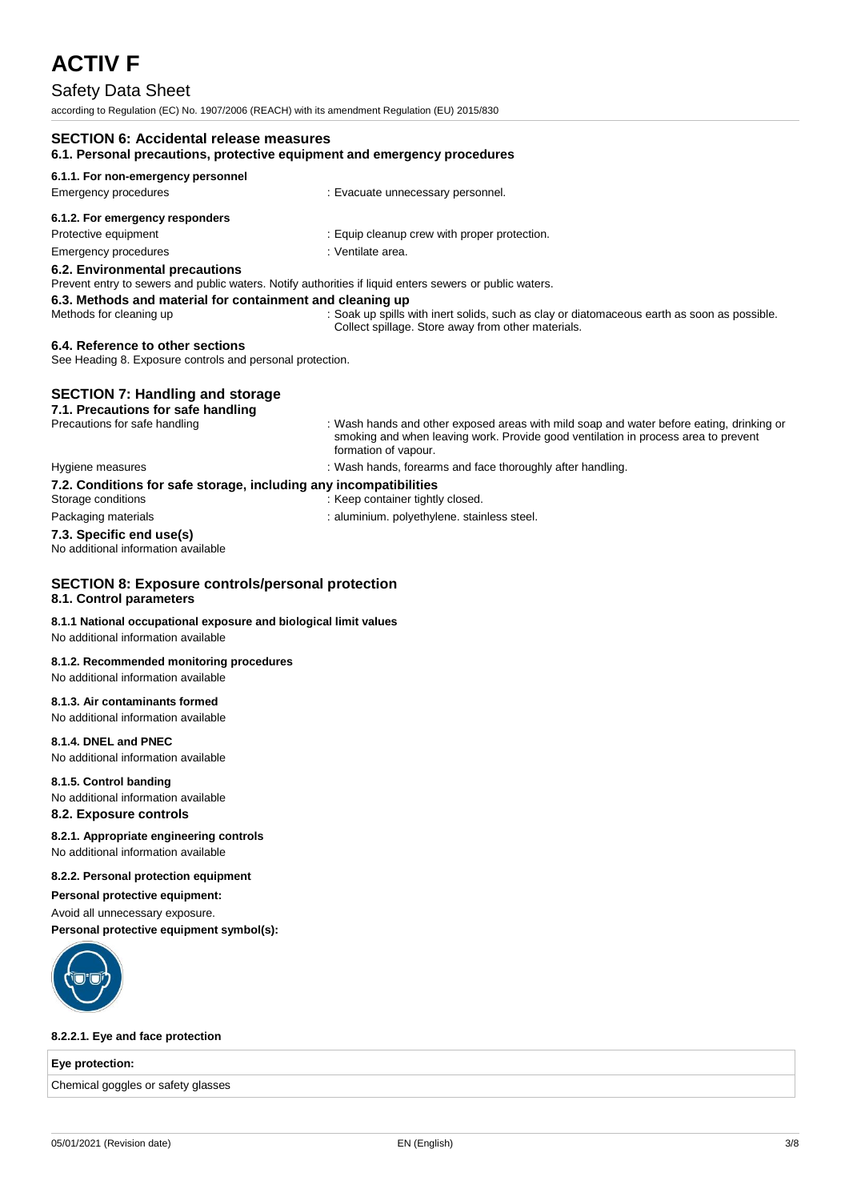## SECTION 6: Accidental release measures

### 6.1. Personal precautions, protective equipment and emergency procedures

#### 6.1.1. For non-emergency personnel

Emergency procedures : Evacuate unnecessary personnel.

#### 6.1.2. For emergency responders

Protective equipment : Equip cleanup crew with proper protection.

Emergency procedures : Ventilate area.

### 6.2. Environmental precautions

Prevent entry to sewers and public waters. Notify authorities if liquid enters sewers or public waters.

### 6.3. Methods and material for containment and cleaning up

Methods for cleaning up : Soak up spills with inert solids, such as clay or diatomaceous earth as soon as possible. Collect spillage. Store away from other materials.

### 6.4. Reference to other sections

See Heading 8. Exposure controls and personal protection.

## SECTION 7: Handling and storage

### 7.1. Precautions for safe handling

Precautions for safe handling : Wash hands and other exposed areas with mild soap and water before eating, drinking or smoking and when leaving work. Provide good ventilation in process area to prevent formation of vapour.

Hygiene measures : Wash hands, forearms and face thoroughly after handling.

### 7.2. Conditions for safe storage, including any incompatibilities

Storage conditions : Keep container tightly closed.

Packaging materials : aluminium. polyethylene. stainless steel.

### 7.3. Specific end use(s)

No additional information available

## SECTION 8: Exposure controls/personal protection

### 8.1. Control parameters

#### 8.1.1 National occupational exposure and biological limit values

No additional information available

#### 8.1.2. Recommended monitoring procedures

No additional information available

#### 8.1.3. Air contaminants formed

No additional information available

#### 8.1.4. DNEL and PNEC

No additional information available

#### 8.1.5. Control banding

No additional information available

### 8.2. Exposure controls

#### 8.2.1. Appropriate engineering controls

No additional information available

#### 8.2.2. Personal protection equipment

**Personal protective equipment:**

Avoid all unnecessary exposure.

**Personal protective equipment symbol(s):**

#### 8.2.2.1. Eye and face protection

| Eye protection: |
| --- |
| Chemical goggles or safety glasses |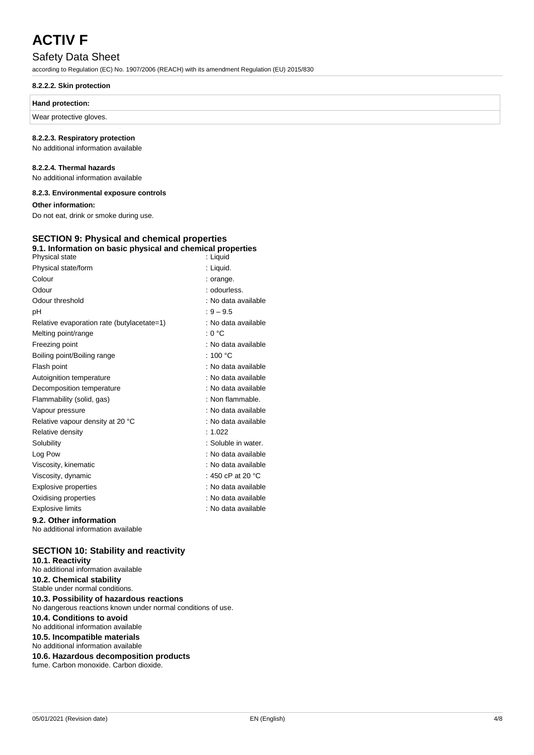#### 8.2.2.2. Skin protection

| Hand protection: |
|---|
| Wear protective gloves. |

#### 8.2.2.3. Respiratory protection

No additional information available

#### 8.2.2.4. Thermal hazards

No additional information available

#### 8.2.3. Environmental exposure controls

**Other information:**

Do not eat, drink or smoke during use.

## SECTION 9: Physical and chemical properties

### 9.1. Information on basic physical and chemical properties

| | |
|---|---|
| Physical state | : Liquid |
| Physical state/form | : Liquid. |
| Colour | : orange. |
| Odour | : odourless. |
| Odour threshold | : No data available |
| pH | : 9 – 9.5 |
| Relative evaporation rate (butylacetate=1) | : No data available |
| Melting point/range | : 0 °C |
| Freezing point | : No data available |
| Boiling point/Boiling range | : 100 °C |
| Flash point | : No data available |
| Autoignition temperature | : No data available |
| Decomposition temperature | : No data available |
| Flammability (solid, gas) | : Non flammable. |
| Vapour pressure | : No data available |
| Relative vapour density at 20 °C | : No data available |
| Relative density | : 1.022 |
| Solubility | : Soluble in water. |
| Log Pow | : No data available |
| Viscosity, kinematic | : No data available |
| Viscosity, dynamic | : 450 cP at 20 °C |
| Explosive properties | : No data available |
| Oxidising properties | : No data available |
| Explosive limits | : No data available |

### 9.2. Other information

No additional information available

## SECTION 10: Stability and reactivity

### 10.1. Reactivity

No additional information available

### 10.2. Chemical stability

Stable under normal conditions.

### 10.3. Possibility of hazardous reactions

No dangerous reactions known under normal conditions of use.

### 10.4. Conditions to avoid

No additional information available

### 10.5. Incompatible materials

No additional information available

### 10.6. Hazardous decomposition products

fume. Carbon monoxide. Carbon dioxide.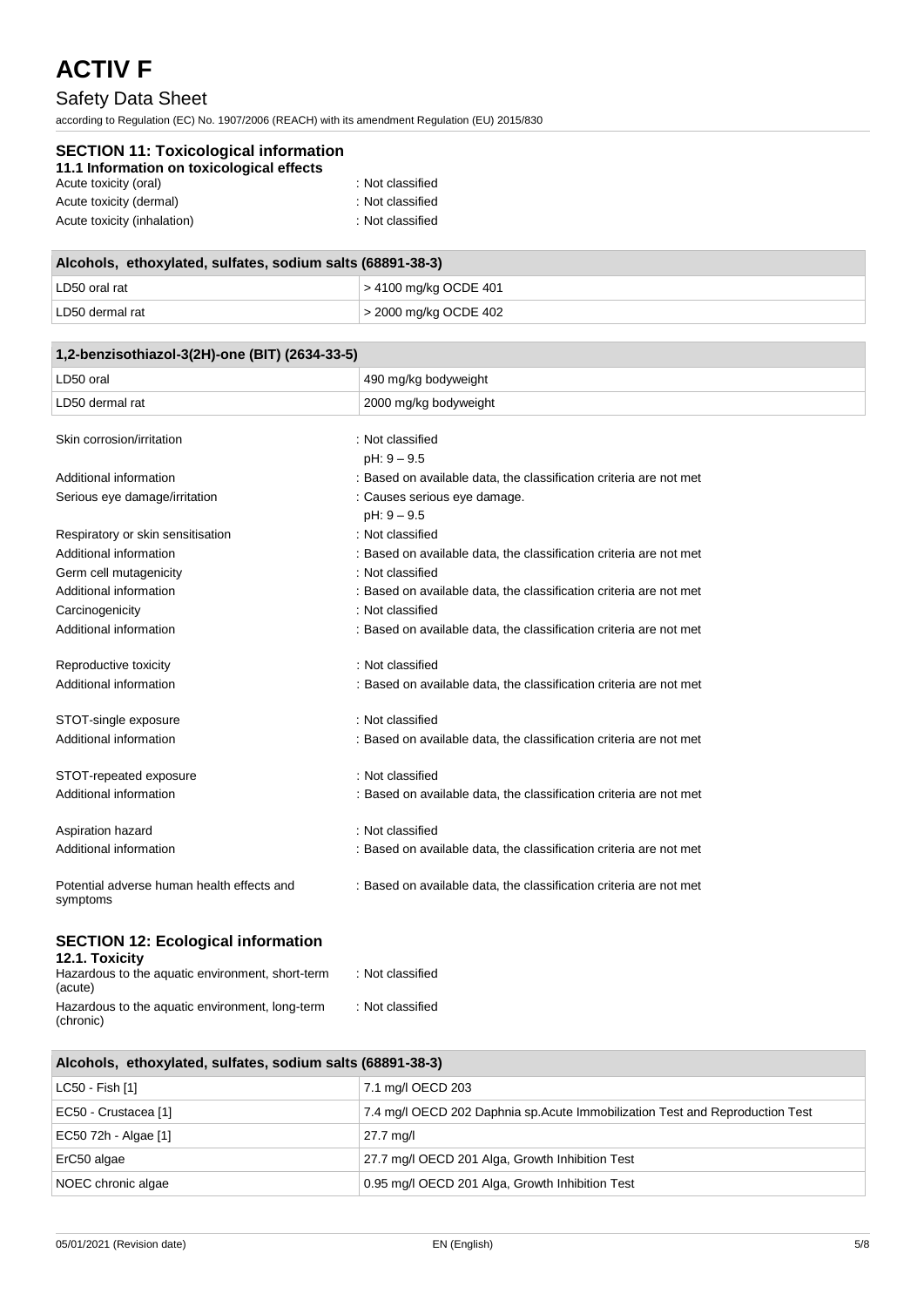## SECTION 11: Toxicological information

### 11.1 Information on toxicological effects

Acute toxicity (oral) : Not classified

Acute toxicity (dermal) : Not classified

Acute toxicity (inhalation) : Not classified

| Alcohols, ethoxylated, sulfates, sodium salts (68891-38-3) | |
|---|---|
| LD50 oral rat | > 4100 mg/kg OCDE 401 |
| LD50 dermal rat | > 2000 mg/kg OCDE 402 |

| 1,2-benzisothiazol-3(2H)-one (BIT) (2634-33-5) | |
|---|---|
| LD50 oral | 490 mg/kg bodyweight |
| LD50 dermal rat | 2000 mg/kg bodyweight |

Skin corrosion/irritation : Not classified
pH: 9 – 9.5

Additional information : Based on available data, the classification criteria are not met

Serious eye damage/irritation : Causes serious eye damage.
pH: 9 – 9.5

Respiratory or skin sensitisation : Not classified

Additional information : Based on available data, the classification criteria are not met

Germ cell mutagenicity : Not classified

Additional information : Based on available data, the classification criteria are not met

Carcinogenicity : Not classified

Additional information : Based on available data, the classification criteria are not met

Reproductive toxicity : Not classified

Additional information : Based on available data, the classification criteria are not met

STOT-single exposure : Not classified

Additional information : Based on available data, the classification criteria are not met

STOT-repeated exposure : Not classified

Additional information : Based on available data, the classification criteria are not met

Aspiration hazard : Not classified

Additional information : Based on available data, the classification criteria are not met

Potential adverse human health effects and symptoms : Based on available data, the classification criteria are not met

## SECTION 12: Ecological information

### 12.1. Toxicity

Hazardous to the aquatic environment, short-term (acute) : Not classified

Hazardous to the aquatic environment, long-term (chronic) : Not classified

| Alcohols, ethoxylated, sulfates, sodium salts (68891-38-3) | |
|---|---|
| LC50 - Fish [1] | 7.1 mg/l OECD 203 |
| EC50 - Crustacea [1] | 7.4 mg/l OECD 202 Daphnia sp.Acute Immobilization Test and Reproduction Test |
| EC50 72h - Algae [1] | 27.7 mg/l |
| ErC50 algae | 27.7 mg/l OECD 201 Alga, Growth Inhibition Test |
| NOEC chronic algae | 0.95 mg/l OECD 201 Alga, Growth Inhibition Test |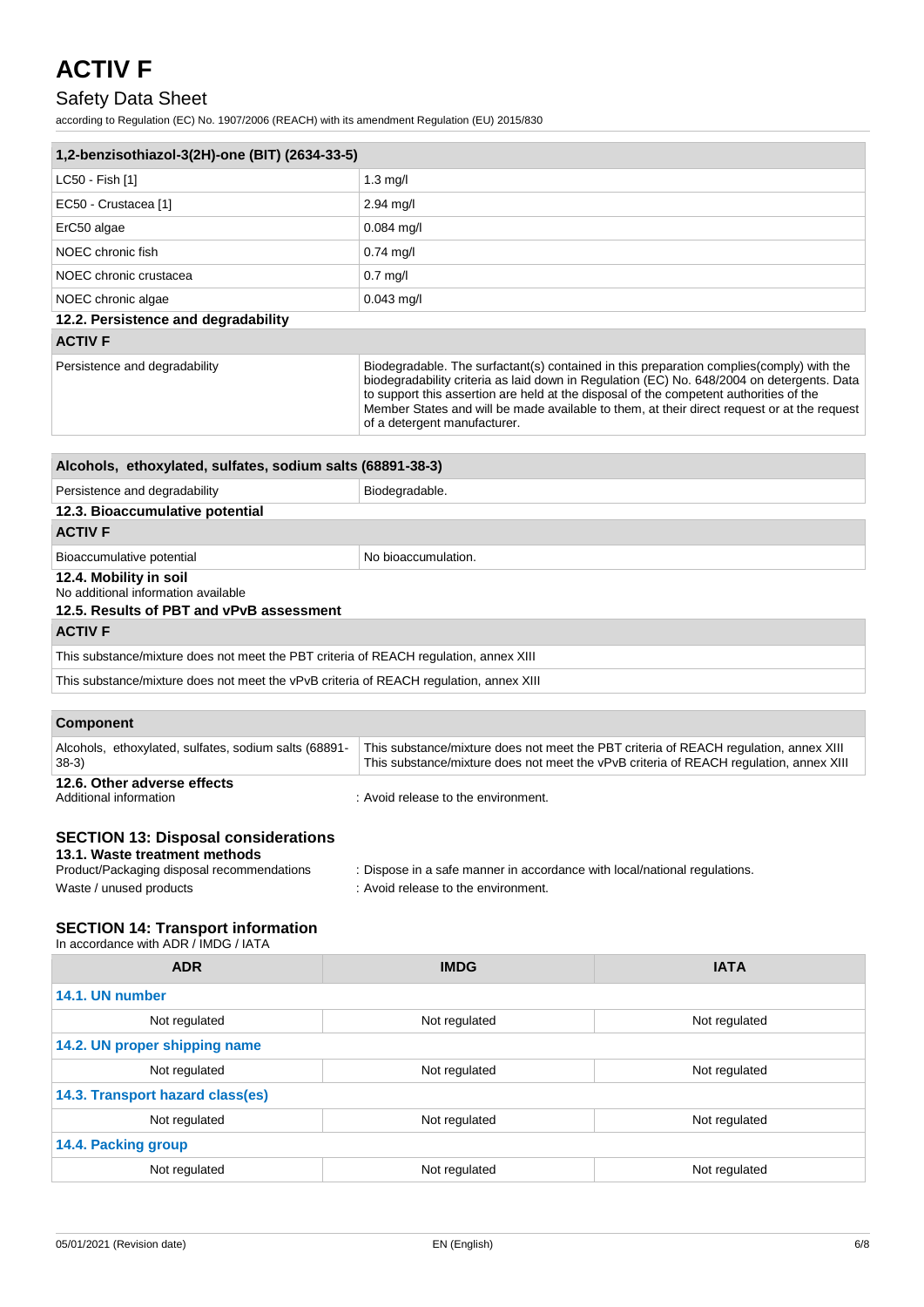| 1,2-benzisothiazol-3(2H)-one (BIT) (2634-33-5) | |
|---|---|
| LC50 - Fish [1] | 1.3 mg/l |
| EC50 - Crustacea [1] | 2.94 mg/l |
| ErC50 algae | 0.084 mg/l |
| NOEC chronic fish | 0.74 mg/l |
| NOEC chronic crustacea | 0.7 mg/l |
| NOEC chronic algae | 0.043 mg/l |

### 12.2. Persistence and degradability

| ACTIV F | |
|---|---|
| Persistence and degradability | Biodegradable. The surfactant(s) contained in this preparation complies(comply) with the biodegradability criteria as laid down in Regulation (EC) No. 648/2004 on detergents. Data to support this assertion are held at the disposal of the competent authorities of the Member States and will be made available to them, at their direct request or at the request of a detergent manufacturer. |

| Alcohols, ethoxylated, sulfates, sodium salts (68891-38-3) | |
|---|---|
| Persistence and degradability | Biodegradable. |

### 12.3. Bioaccumulative potential

| ACTIV F | |
|---|---|
| Bioaccumulative potential | No bioaccumulation. |

### 12.4. Mobility in soil

No additional information available

### 12.5. Results of PBT and vPvB assessment

| ACTIV F |
|---|
| This substance/mixture does not meet the PBT criteria of REACH regulation, annex XIII |
| This substance/mixture does not meet the vPvB criteria of REACH regulation, annex XIII |

| Component | |
|---|---|
| Alcohols, ethoxylated, sulfates, sodium salts (68891-38-3) | This substance/mixture does not meet the PBT criteria of REACH regulation, annex XIII<br>This substance/mixture does not meet the vPvB criteria of REACH regulation, annex XIII |

### 12.6. Other adverse effects

Additional information : Avoid release to the environment.

## SECTION 13: Disposal considerations

### 13.1. Waste treatment methods

Product/Packaging disposal recommendations : Dispose in a safe manner in accordance with local/national regulations.

Waste / unused products : Avoid release to the environment.

## SECTION 14: Transport information

In accordance with ADR / IMDG / IATA

| ADR | IMDG | IATA |
|---|---|---|
| **14.1. UN number** | | |
| Not regulated | Not regulated | Not regulated |
| **14.2. UN proper shipping name** | | |
| Not regulated | Not regulated | Not regulated |
| **14.3. Transport hazard class(es)** | | |
| Not regulated | Not regulated | Not regulated |
| **14.4. Packing group** | | |
| Not regulated | Not regulated | Not regulated |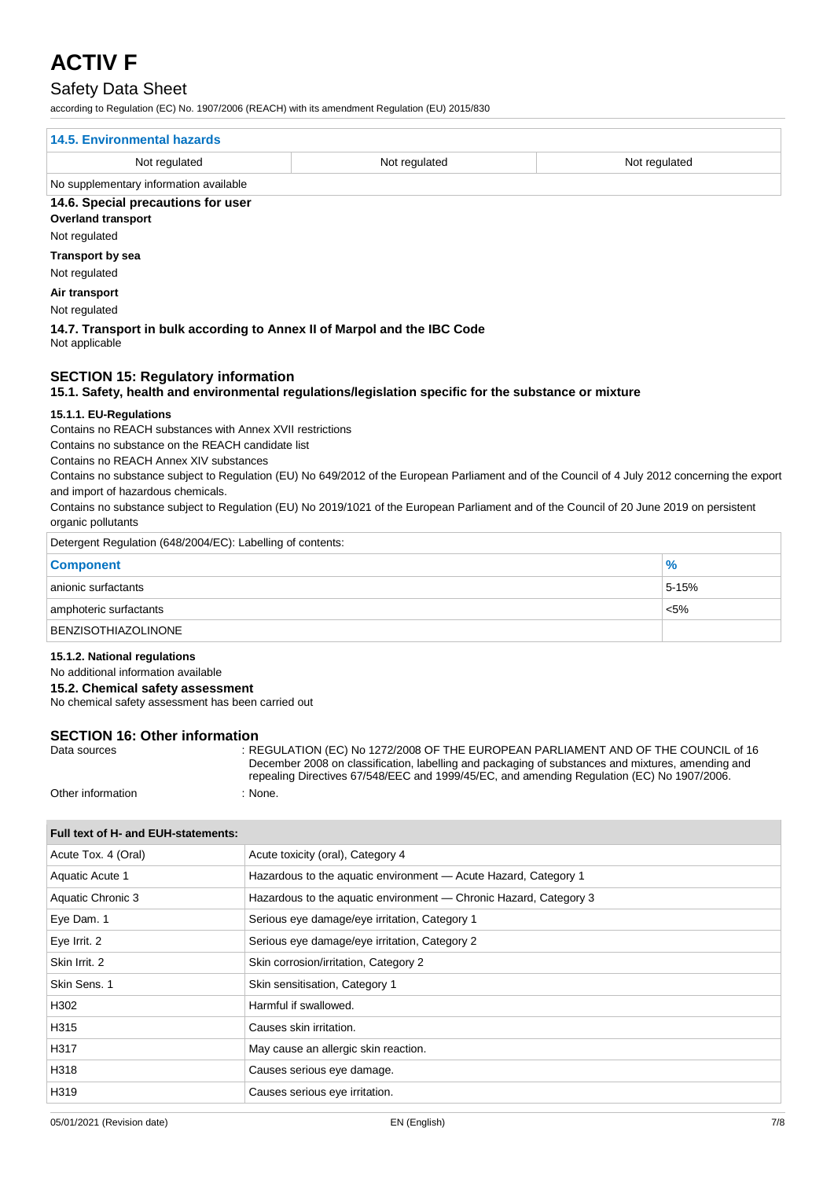| 14.5. Environmental hazards | | |
|---|---|---|
| Not regulated | Not regulated | Not regulated |
| No supplementary information available | | |

### 14.6. Special precautions for user

**Overland transport**

Not regulated

**Transport by sea**

Not regulated

**Air transport**

Not regulated

### 14.7. Transport in bulk according to Annex II of Marpol and the IBC Code

Not applicable

## SECTION 15: Regulatory information

### 15.1. Safety, health and environmental regulations/legislation specific for the substance or mixture

**15.1.1. EU-Regulations**

Contains no REACH substances with Annex XVII restrictions

Contains no substance on the REACH candidate list

Contains no REACH Annex XIV substances

Contains no substance subject to Regulation (EU) No 649/2012 of the European Parliament and of the Council of 4 July 2012 concerning the export and import of hazardous chemicals.

Contains no substance subject to Regulation (EU) No 2019/1021 of the European Parliament and of the Council of 20 June 2019 on persistent organic pollutants

Detergent Regulation (648/2004/EC): Labelling of contents:

| Component | % |
|---|---|
| anionic surfactants | 5-15% |
| amphoteric surfactants | <5% |
| BENZISOTHIAZOLINONE | |

**15.1.2. National regulations**

No additional information available

### 15.2. Chemical safety assessment

No chemical safety assessment has been carried out

## SECTION 16: Other information

Data sources : REGULATION (EC) No 1272/2008 OF THE EUROPEAN PARLIAMENT AND OF THE COUNCIL of 16 December 2008 on classification, labelling and packaging of substances and mixtures, amending and repealing Directives 67/548/EEC and 1999/45/EC, and amending Regulation (EC) No 1907/2006.

Other information : None.

| Full text of H- and EUH-statements: | |
|---|---|
| Acute Tox. 4 (Oral) | Acute toxicity (oral), Category 4 |
| Aquatic Acute 1 | Hazardous to the aquatic environment — Acute Hazard, Category 1 |
| Aquatic Chronic 3 | Hazardous to the aquatic environment — Chronic Hazard, Category 3 |
| Eye Dam. 1 | Serious eye damage/eye irritation, Category 1 |
| Eye Irrit. 2 | Serious eye damage/eye irritation, Category 2 |
| Skin Irrit. 2 | Skin corrosion/irritation, Category 2 |
| Skin Sens. 1 | Skin sensitisation, Category 1 |
| H302 | Harmful if swallowed. |
| H315 | Causes skin irritation. |
| H317 | May cause an allergic skin reaction. |
| H318 | Causes serious eye damage. |
| H319 | Causes serious eye irritation. |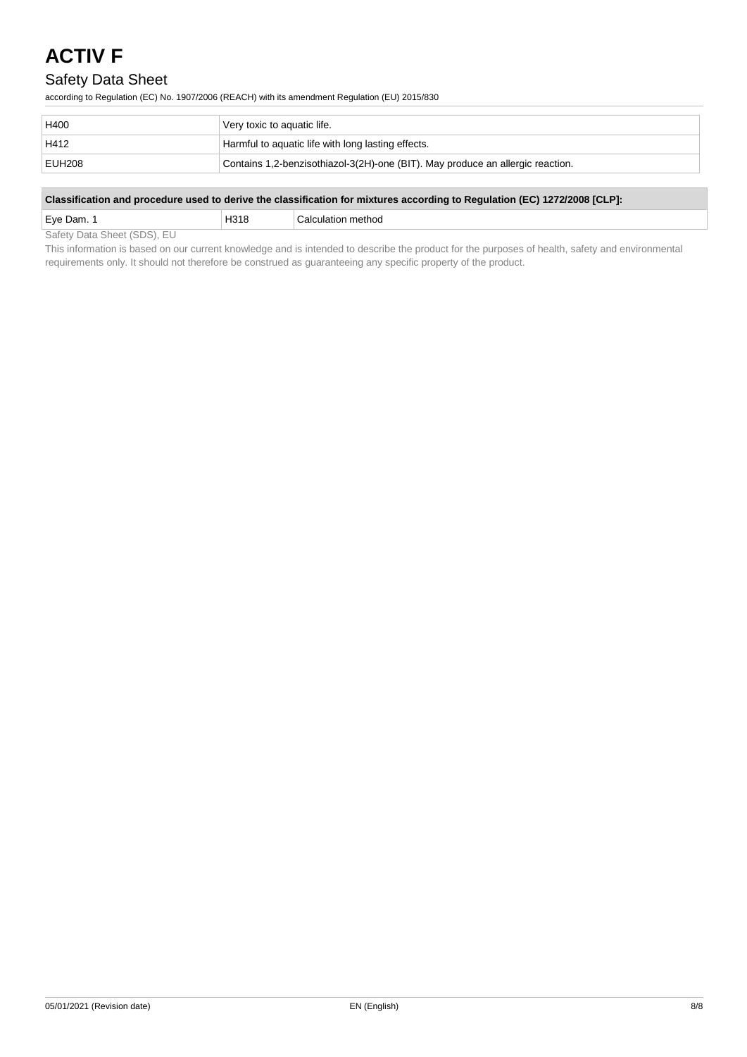| | |
|---|---|
| H400 | Very toxic to aquatic life. |
| H412 | Harmful to aquatic life with long lasting effects. |
| EUH208 | Contains 1,2-benzisothiazol-3(2H)-one (BIT). May produce an allergic reaction. |

| Classification and procedure used to derive the classification for mixtures according to Regulation (EC) 1272/2008 [CLP]: | | |
|---|---|---|
| Eye Dam. 1 | H318 | Calculation method |

Safety Data Sheet (SDS), EU

This information is based on our current knowledge and is intended to describe the product for the purposes of health, safety and environmental requirements only. It should not therefore be construed as guaranteeing any specific property of the product.